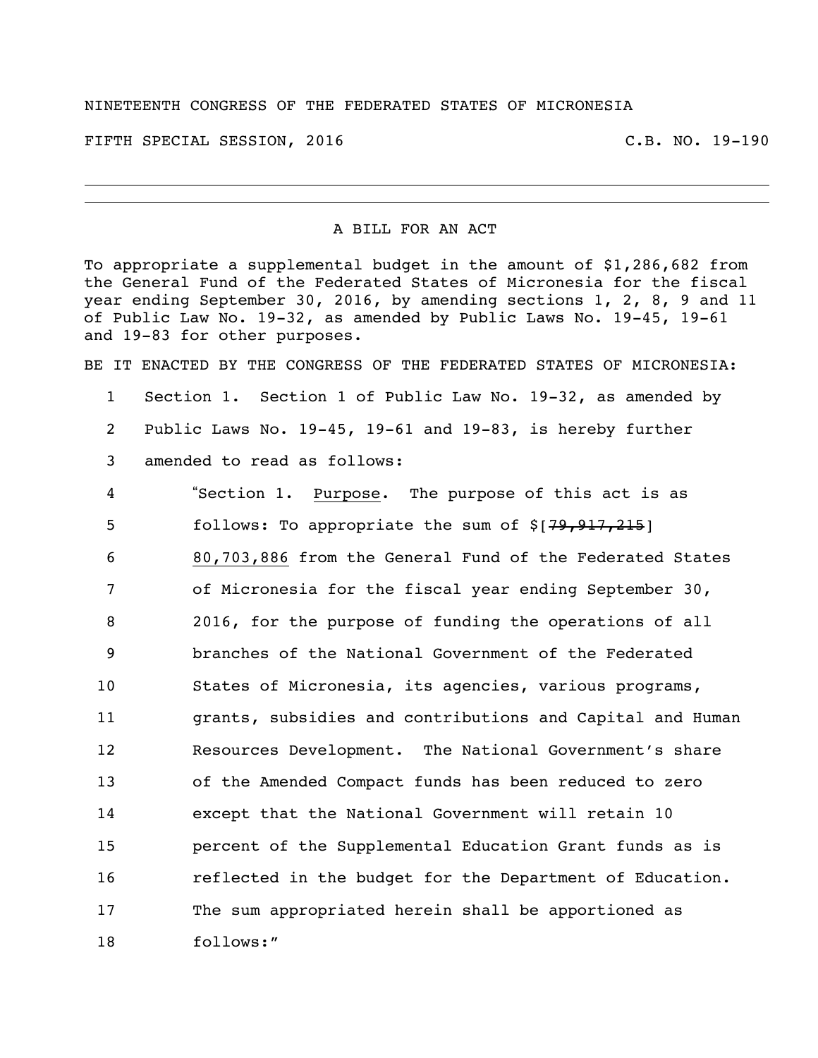NINETEENTH CONGRESS OF THE FEDERATED STATES OF MICRONESIA

FIFTH SPECIAL SESSION, 2016 C.B. NO. 19-190

---

A BILL FOR AN ACT

To appropriate a supplemental budget in the amount of $1,286,682 from the General Fund of the Federated States of Micronesia for the fiscal year ending September 30, 2016, by amending sections 1, 2, 8, 9 and 11 of Public Law No. 19-32, as amended by Public Laws No. 19-45, 19-61 and 19-83 for other purposes.

BE IT ENACTED BY THE CONGRESS OF THE FEDERATED STATES OF MICRONESIA:

1 Section 1. Section 1 of Public Law No. 19-32, as amended by
2 Public Laws No. 19-45, 19-61 and 19-83, is hereby further
3 amended to read as follows:

4 "Section 1. Purpose. The purpose of this act is as
5 follows: To appropriate the sum of $[~~79,917,215~~]
6 80,703,886 from the General Fund of the Federated States
7 of Micronesia for the fiscal year ending September 30,
8 2016, for the purpose of funding the operations of all
9 branches of the National Government of the Federated
10 States of Micronesia, its agencies, various programs,
11 grants, subsidies and contributions and Capital and Human
12 Resources Development. The National Government's share
13 of the Amended Compact funds has been reduced to zero
14 except that the National Government will retain 10
15 percent of the Supplemental Education Grant funds as is
16 reflected in the budget for the Department of Education.
17 The sum appropriated herein shall be apportioned as
18 follows:"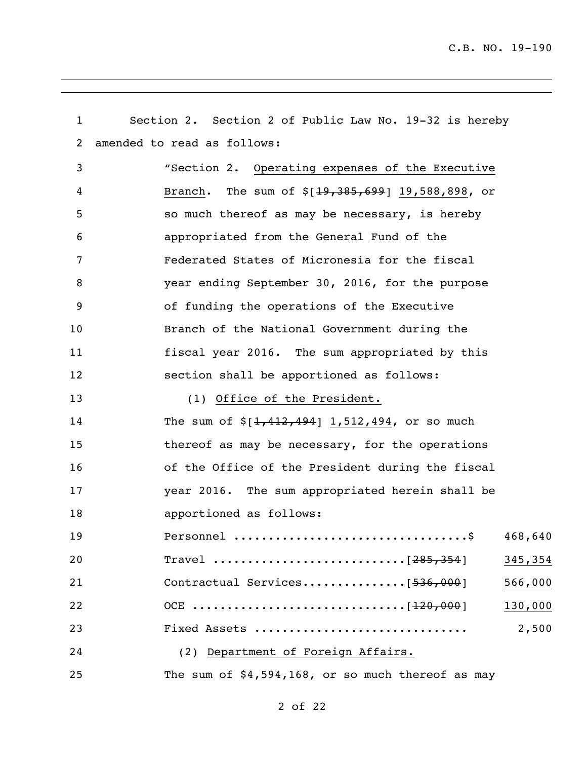Section 2. Section 2 of Public Law No. 19-32 is hereby amended to read as follows:

"Section 2. <u>Operating expenses of the Executive Branch</u>. The sum of $[~~19,385,699~~] <u>19,588,898</u>, or so much thereof as may be necessary, is hereby appropriated from the General Fund of the Federated States of Micronesia for the fiscal year ending September 30, 2016, for the purpose of funding the operations of the Executive Branch of the National Government during the fiscal year 2016. The sum appropriated by this section shall be apportioned as follows:

(1) <u>Office of the President.</u>

The sum of $[~~1,412,494~~] <u>1,512,494</u>, or so much thereof as may be necessary, for the operations of the Office of the President during the fiscal year 2016. The sum appropriated herein shall be apportioned as follows:

| | |
|---|---|
| Personnel ................................$ | 468,640 |
| Travel ..........................[~~285,354~~] | <u>345,354</u> |
| Contractual Services..............[~~536,000~~] | <u>566,000</u> |
| OCE ..............................[~~120,000~~] | <u>130,000</u> |
| Fixed Assets ............................ | 2,500 |

(2) <u>Department of Foreign Affairs.</u>

The sum of $4,594,168, or so much thereof as may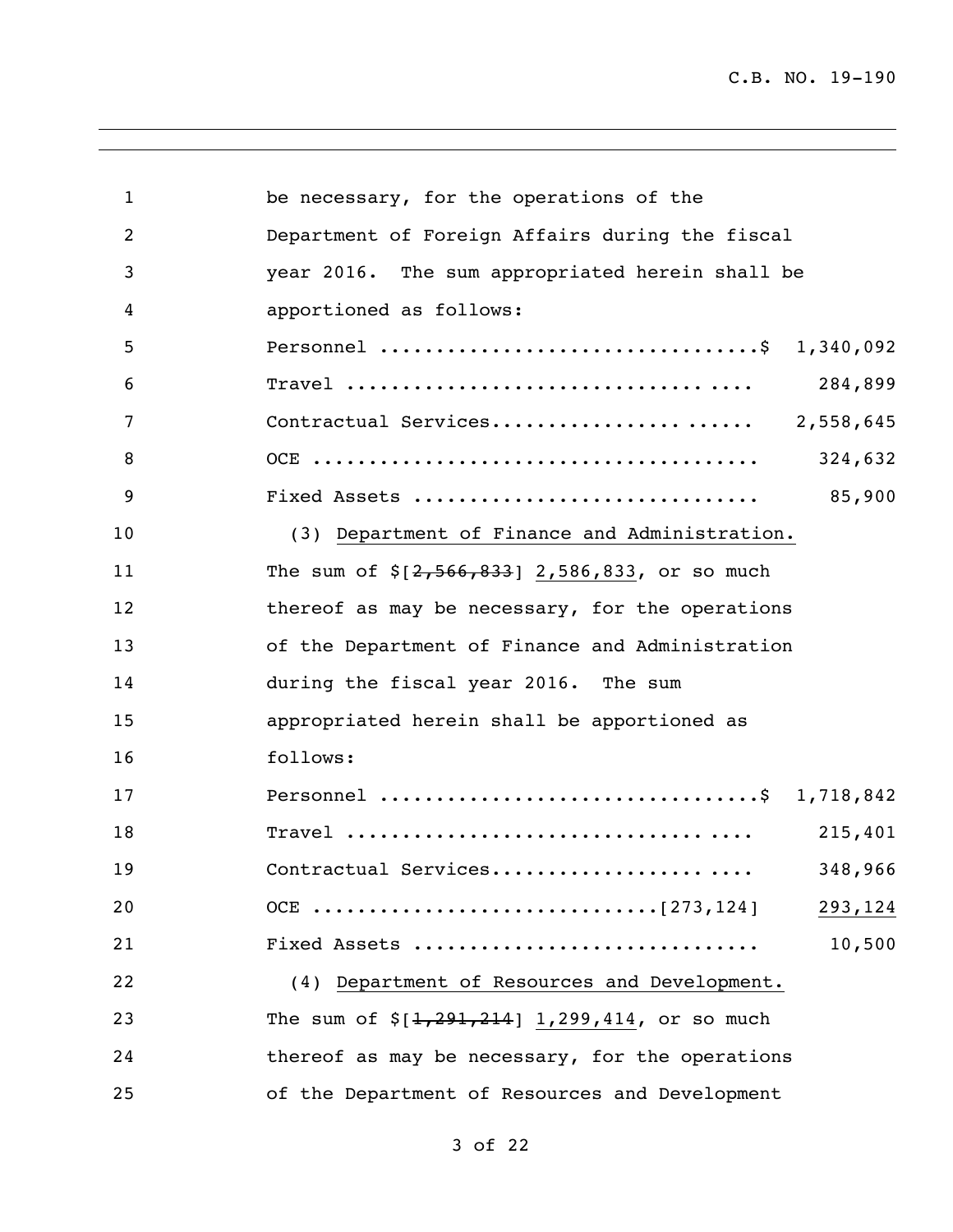be necessary, for the operations of the Department of Foreign Affairs during the fiscal year 2016. The sum appropriated herein shall be apportioned as follows:

| | |
|---|---|
| Personnel ................................$ | 1,340,092 |
| Travel ................................. .... | 284,899 |
| Contractual Services...................... ...... | 2,558,645 |
| OCE ....................................... | 324,632 |
| Fixed Assets ............................. | 85,900 |

(3) Department of Finance and Administration. The sum of $[~~2,566,833~~] 2,586,833, or so much thereof as may be necessary, for the operations of the Department of Finance and Administration during the fiscal year 2016. The sum appropriated herein shall be apportioned as follows:

| | |
|---|---|
| Personnel ................................$ | 1,718,842 |
| Travel ................................. .... | 215,401 |
| Contractual Services..................... .... | 348,966 |
| OCE ..............................[273,124] | 293,124 |
| Fixed Assets ............................. | 10,500 |

(4) Department of Resources and Development. The sum of $[~~1,291,214~~] 1,299,414, or so much thereof as may be necessary, for the operations of the Department of Resources and Development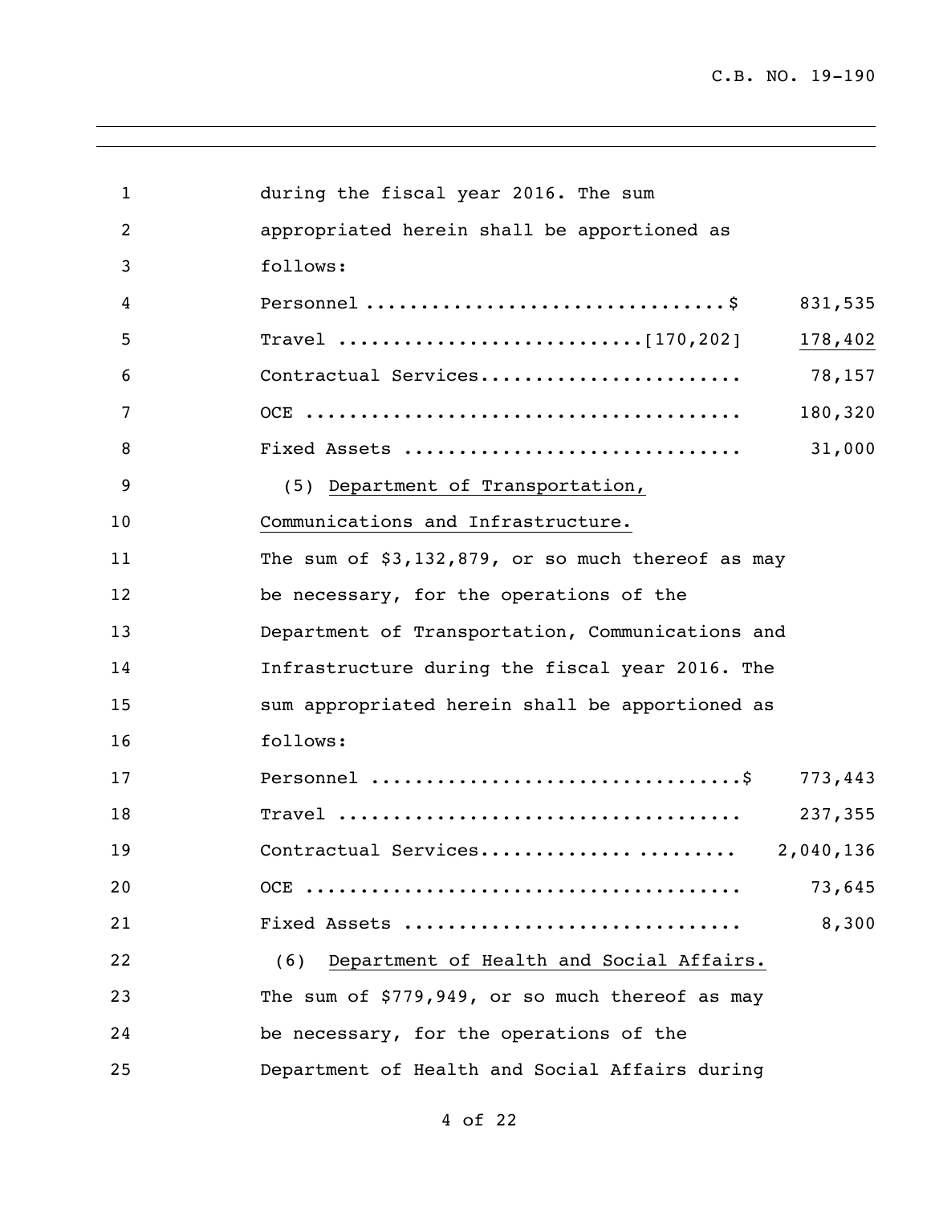during the fiscal year 2016. The sum appropriated herein shall be apportioned as follows:

| | |
|---|---|
| Personnel ................................$ | 831,535 |
| Travel ..........................[170,202] | <u>178,402</u> |
| Contractual Services....................... | 78,157 |
| OCE ....................................... | 180,320 |
| Fixed Assets .............................. | 31,000 |

(5) <u>Department of Transportation, Communications and Infrastructure.</u> The sum of $3,132,879, or so much thereof as may be necessary, for the operations of the Department of Transportation, Communications and Infrastructure during the fiscal year 2016. The sum appropriated herein shall be apportioned as follows:

| | |
|---|---|
| Personnel ................................$ | 773,443 |
| Travel .................................... | 237,355 |
| Contractual Services....................... | 2,040,136 |
| OCE ....................................... | 73,645 |
| Fixed Assets .............................. | 8,300 |

(6) <u>Department of Health and Social Affairs.</u> The sum of $779,949, or so much thereof as may be necessary, for the operations of the Department of Health and Social Affairs during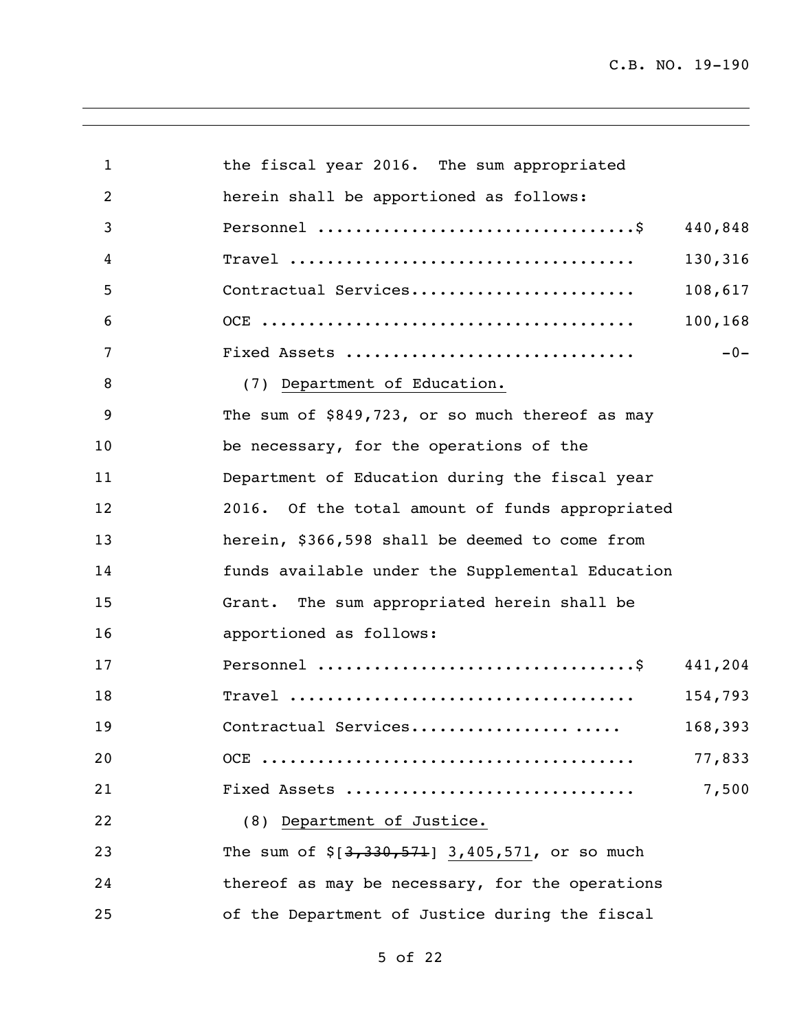the fiscal year 2016. The sum appropriated herein shall be apportioned as follows:

| | |
|---|---|
| Personnel ................................$ | 440,848 |
| Travel .................................... | 130,316 |
| Contractual Services....................... | 108,617 |
| OCE ....................................... | 100,168 |
| Fixed Assets .............................. | -0- |

(7) Department of Education.

The sum of $849,723, or so much thereof as may be necessary, for the operations of the Department of Education during the fiscal year 2016. Of the total amount of funds appropriated herein, $366,598 shall be deemed to come from funds available under the Supplemental Education Grant. The sum appropriated herein shall be apportioned as follows:

| | |
|---|---|
| Personnel ................................$ | 441,204 |
| Travel .................................... | 154,793 |
| Contractual Services.................... ..... | 168,393 |
| OCE ....................................... | 77,833 |
| Fixed Assets .............................. | 7,500 |

(8) Department of Justice.

The sum of $[~~3,330,571~~] 3,405,571, or so much thereof as may be necessary, for the operations of the Department of Justice during the fiscal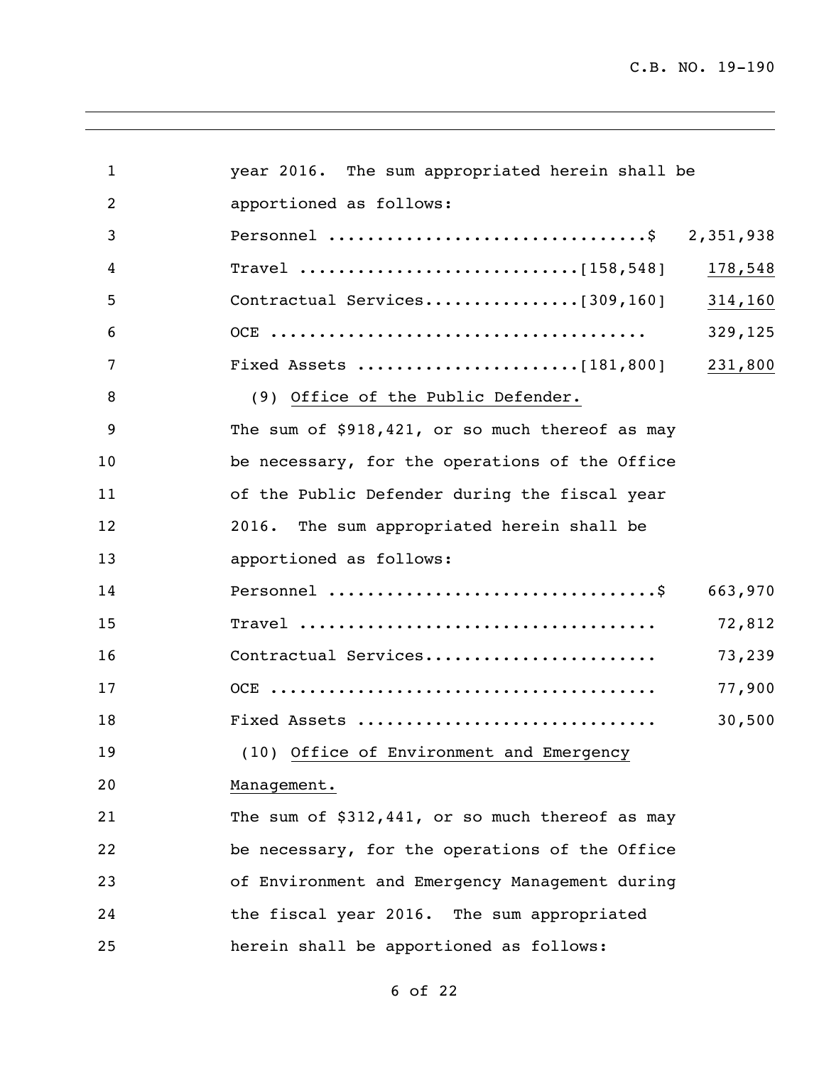year 2016. The sum appropriated herein shall be apportioned as follows:

Personnel ................................$ 2,351,938
Travel ............................[158,548] <u>178,548</u>
Contractual Services................[309,160] <u>314,160</u>
OCE ...................................... 329,125
Fixed Assets ......................[181,800] <u>231,800</u>

(9) <u>Office of the Public Defender.</u>

The sum of $918,421, or so much thereof as may be necessary, for the operations of the Office of the Public Defender during the fiscal year 2016. The sum appropriated herein shall be apportioned as follows:

Personnel .................................$ 663,970
Travel .................................... 72,812
Contractual Services....................... 73,239
OCE ....................................... 77,900
Fixed Assets .............................. 30,500

(10) <u>Office of Environment and Emergency Management.</u>

The sum of $312,441, or so much thereof as may be necessary, for the operations of the Office of Environment and Emergency Management during the fiscal year 2016. The sum appropriated herein shall be apportioned as follows: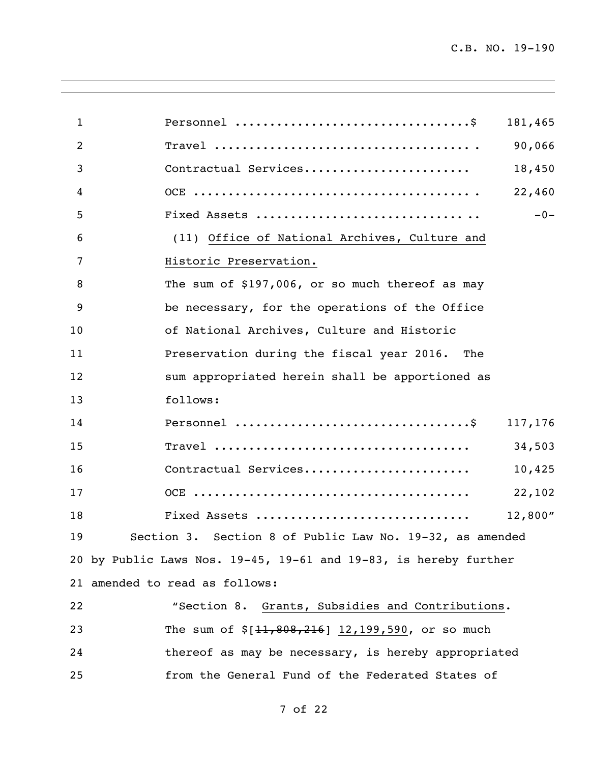Personnel ................................$ 181,465

Travel .................................... 90,066

Contractual Services....................... 18,450

OCE ........................................ 22,460

Fixed Assets ............................... -0-

(11) Office of National Archives, Culture and Historic Preservation.

The sum of $197,006, or so much thereof as may be necessary, for the operations of the Office of National Archives, Culture and Historic Preservation during the fiscal year 2016. The sum appropriated herein shall be apportioned as follows:

Personnel ................................$ 117,176

Travel .................................... 34,503

Contractual Services....................... 10,425

OCE ....................................... 22,102

Fixed Assets .............................. 12,800"

Section 3. Section 8 of Public Law No. 19-32, as amended by Public Laws Nos. 19-45, 19-61 and 19-83, is hereby further amended to read as follows:

"Section 8. Grants, Subsidies and Contributions.

The sum of $[~~11,808,216~~] 12,199,590, or so much thereof as may be necessary, is hereby appropriated from the General Fund of the Federated States of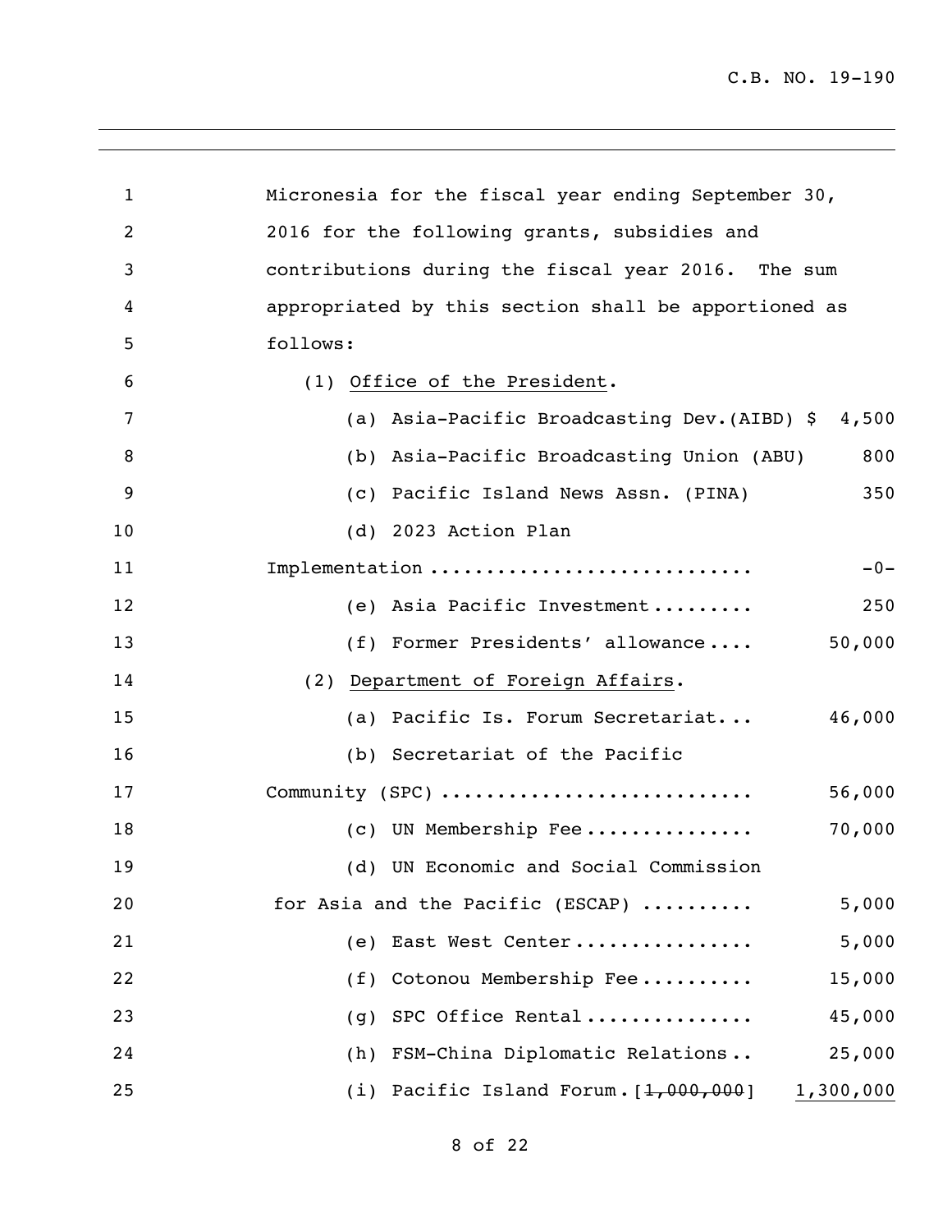Micronesia for the fiscal year ending September 30, 2016 for the following grants, subsidies and contributions during the fiscal year 2016. The sum appropriated by this section shall be apportioned as follows:

(1) Office of the President.

| | |
|---|---|
| (a) Asia-Pacific Broadcasting Dev.(AIBD) | $ 4,500 |
| (b) Asia-Pacific Broadcasting Union (ABU) | 800 |
| (c) Pacific Island News Assn. (PINA) | 350 |
| (d) 2023 Action Plan Implementation | -0- |
| (e) Asia Pacific Investment | 250 |
| (f) Former Presidents' allowance | 50,000 |

(2) Department of Foreign Affairs.

| | |
|---|---|
| (a) Pacific Is. Forum Secretariat | 46,000 |
| (b) Secretariat of the Pacific Community (SPC) | 56,000 |
| (c) UN Membership Fee | 70,000 |
| (d) UN Economic and Social Commission for Asia and the Pacific (ESCAP) | 5,000 |
| (e) East West Center | 5,000 |
| (f) Cotonou Membership Fee | 15,000 |
| (g) SPC Office Rental | 45,000 |
| (h) FSM-China Diplomatic Relations | 25,000 |
| (i) Pacific Island Forum [~~1,000,000~~] | <u>1,300,000</u> |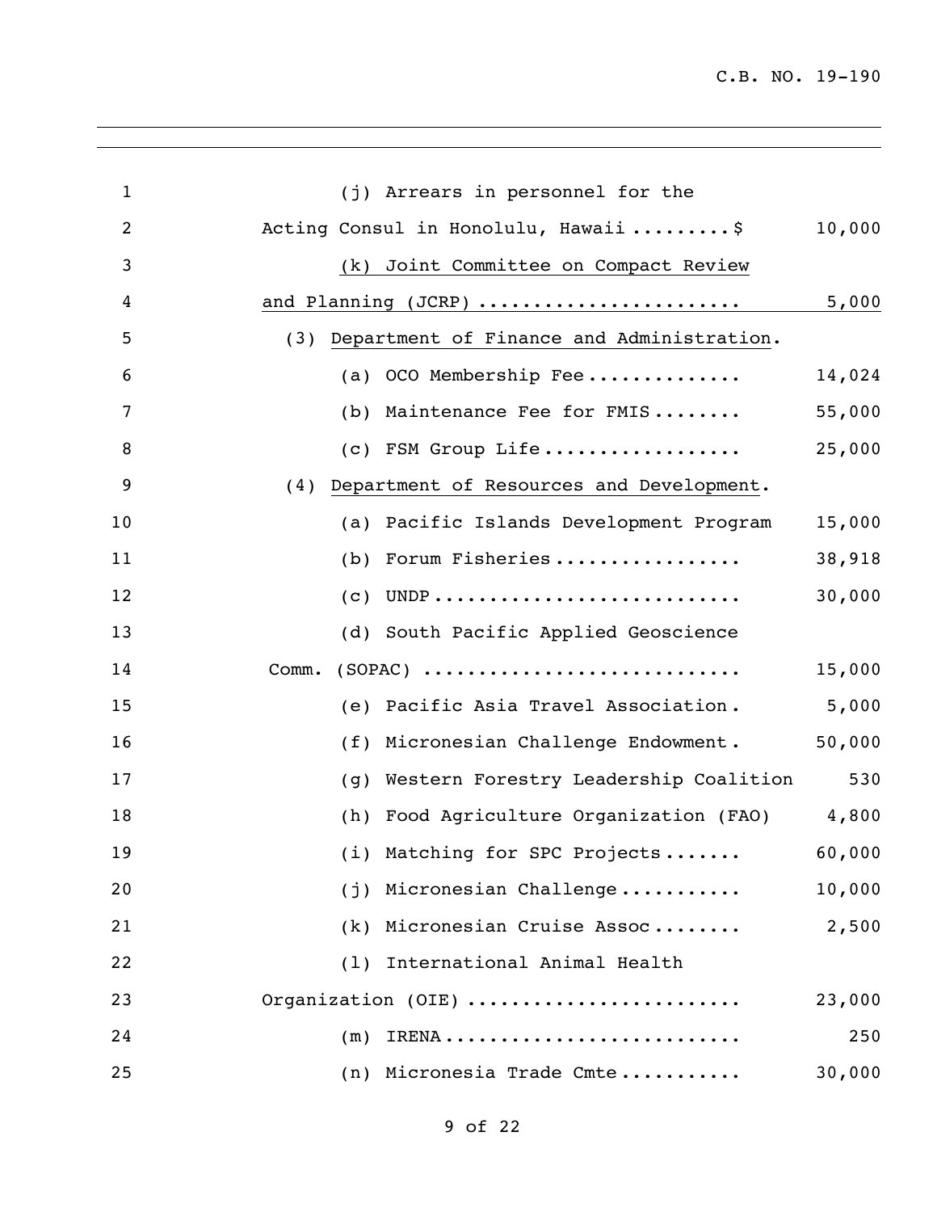(j) Arrears in personnel for the Acting Consul in Honolulu, Hawaii .........$ 10,000

(k) Joint Committee on Compact Review and Planning (JCRP) ....................... 5,000

(3) Department of Finance and Administration.

(a) OCO Membership Fee.............. 14,024

(b) Maintenance Fee for FMIS........ 55,000

(c) FSM Group Life.................. 25,000

(4) Department of Resources and Development.

(a) Pacific Islands Development Program 15,000

(b) Forum Fisheries................. 38,918

(c) UNDP............................ 30,000

(d) South Pacific Applied Geoscience Comm. (SOPAC) ............................ 15,000

(e) Pacific Asia Travel Association. 5,000

(f) Micronesian Challenge Endowment. 50,000

(g) Western Forestry Leadership Coalition 530

(h) Food Agriculture Organization (FAO) 4,800

(i) Matching for SPC Projects....... 60,000

(j) Micronesian Challenge........... 10,000

(k) Micronesian Cruise Assoc........ 2,500

(l) International Animal Health Organization (OIE) ........................ 23,000

(m) IRENA........................... 250

(n) Micronesia Trade Cmte........... 30,000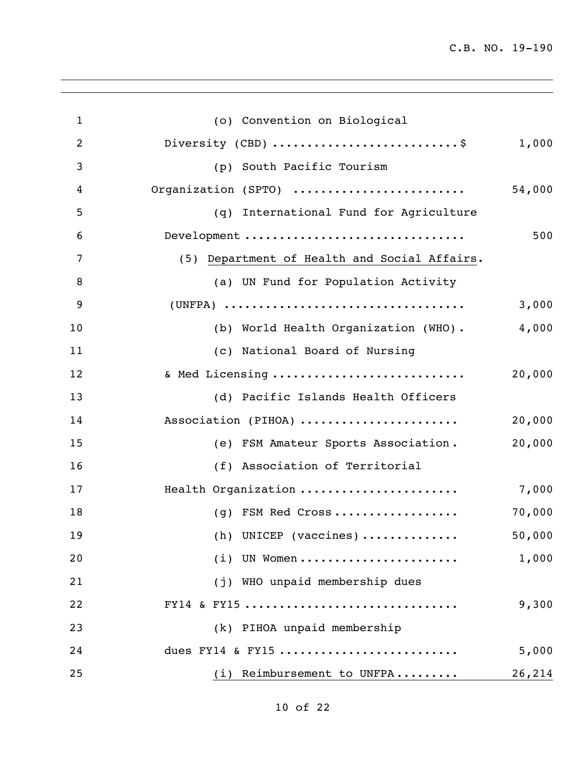| | |
|---|---|
| (o) Convention on Biological Diversity (CBD) ..........................$ | 1,000 |
| (p) South Pacific Tourism Organization (SPTO) ........................ | 54,000 |
| (q) International Fund for Agriculture Development .............................. | 500 |
| (5) Department of Health and Social Affairs. | |
| (a) UN Fund for Population Activity (UNFPA) .................................. | 3,000 |
| (b) World Health Organization (WHO). | 4,000 |
| (c) National Board of Nursing & Med Licensing ........................... | 20,000 |
| (d) Pacific Islands Health Officers Association (PIHOA) ...................... | 20,000 |
| (e) FSM Amateur Sports Association. | 20,000 |
| (f) Association of Territorial Health Organization ...................... | 7,000 |
| (g) FSM Red Cross................. | 70,000 |
| (h) UNICEP (vaccines)............. | 50,000 |
| (i) UN Women...................... | 1,000 |
| (j) WHO unpaid membership dues FY14 & FY15 ............................. | 9,300 |
| (k) PIHOA unpaid membership dues FY14 & FY15 ......................... | 5,000 |
| (i) Reimbursement to UNFPA......... | 26,214 |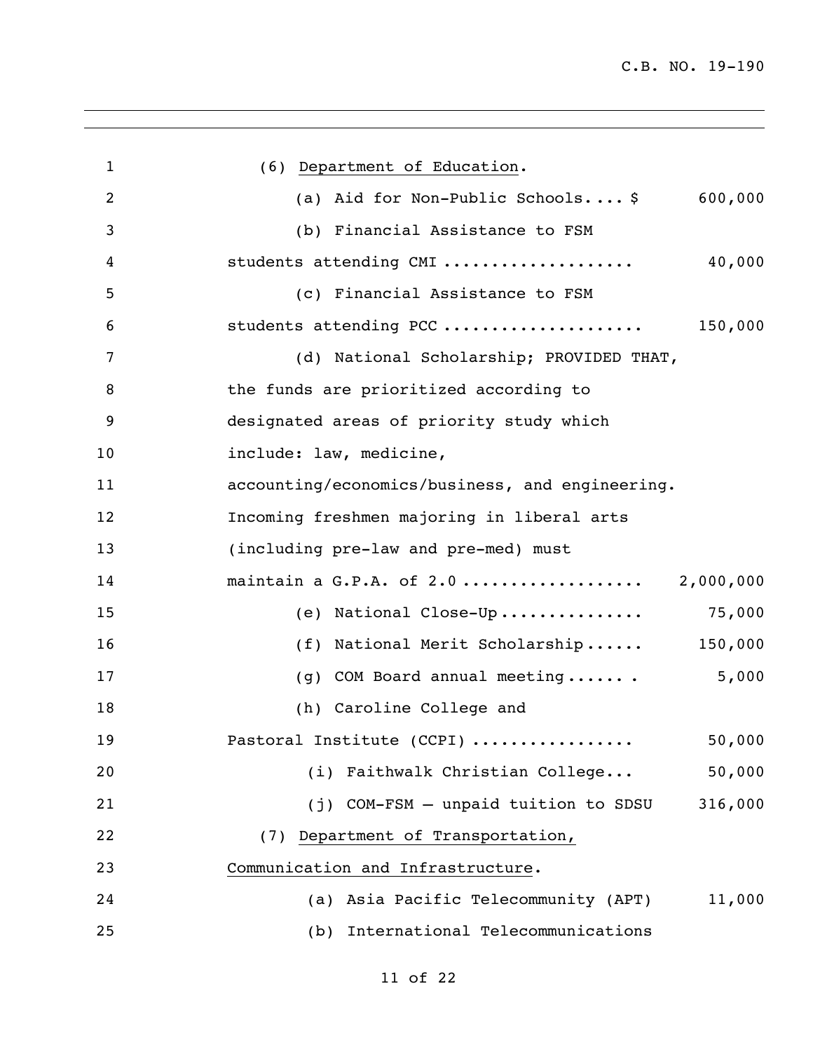(6) Department of Education.

(a) Aid for Non-Public Schools.... $ 600,000

(b) Financial Assistance to FSM students attending CMI .................... 40,000

(c) Financial Assistance to FSM students attending PCC .................... 150,000

(d) National Scholarship; PROVIDED THAT, the funds are prioritized according to designated areas of priority study which include: law, medicine, accounting/economics/business, and engineering. Incoming freshmen majoring in liberal arts (including pre-law and pre-med) must maintain a G.P.A. of 2.0 .................. 2,000,000

(e) National Close-Up............... 75,000

(f) National Merit Scholarship...... 150,000

(g) COM Board annual meeting...... . 5,000

(h) Caroline College and Pastoral Institute (CCPI) ................ 50,000

(i) Faithwalk Christian College... 50,000

(j) COM-FSM – unpaid tuition to SDSU 316,000

(7) Department of Transportation, Communication and Infrastructure.

(a) Asia Pacific Telecommunity (APT) 11,000

(b) International Telecommunications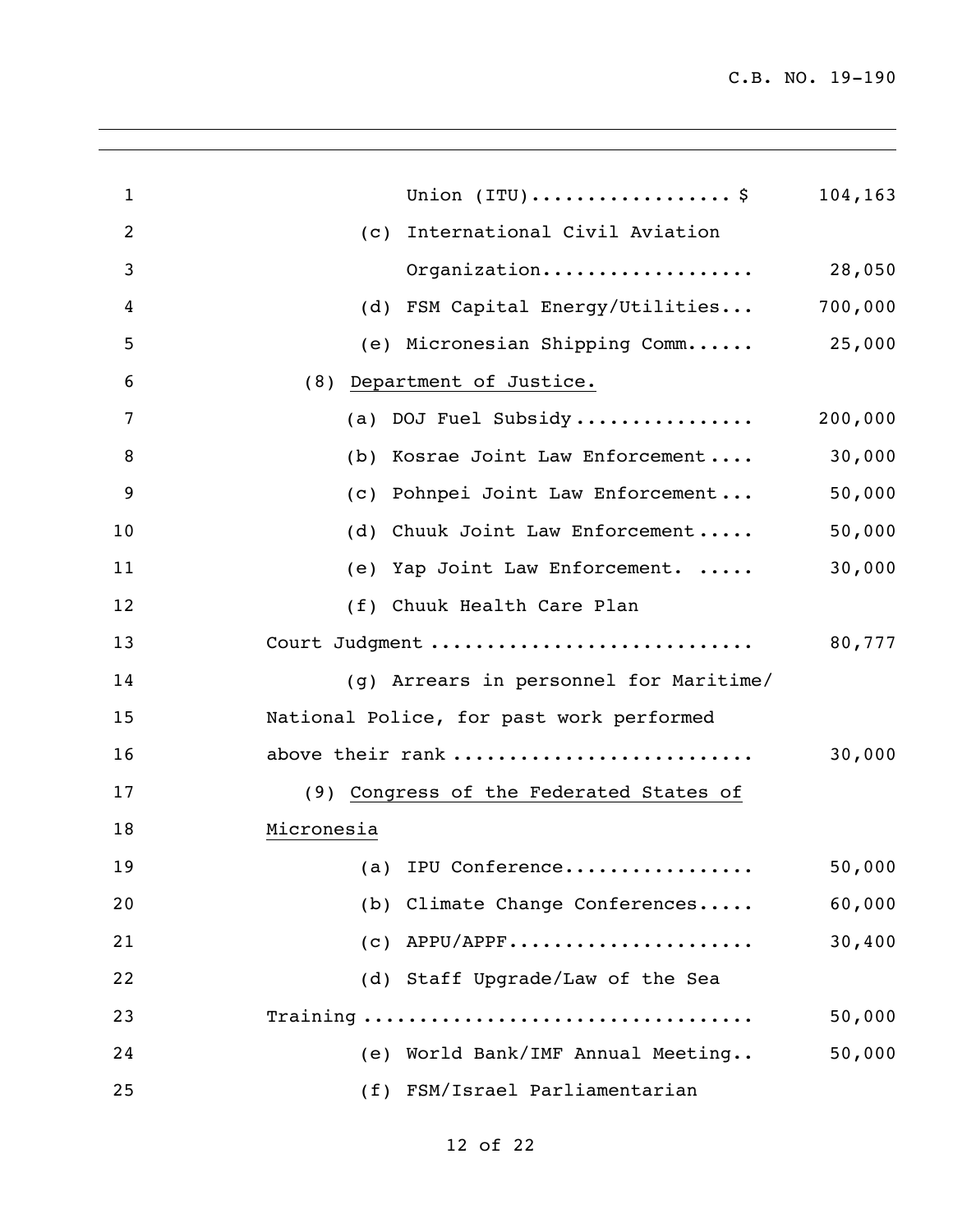Union (ITU).................. $ 104,163

(c) International Civil Aviation Organization................... 28,050

(d) FSM Capital Energy/Utilities... 700,000

(e) Micronesian Shipping Comm...... 25,000

(8) Department of Justice.

(a) DOJ Fuel Subsidy................ 200,000

(b) Kosrae Joint Law Enforcement.... 30,000

(c) Pohnpei Joint Law Enforcement... 50,000

(d) Chuuk Joint Law Enforcement..... 50,000

(e) Yap Joint Law Enforcement. ..... 30,000

(f) Chuuk Health Care Plan Court Judgment ............................ 80,777

(g) Arrears in personnel for Maritime/ National Police, for past work performed above their rank .......................... 30,000

(9) Congress of the Federated States of Micronesia

(a) IPU Conference................. 50,000

(b) Climate Change Conferences..... 60,000

(c) APPU/APPF...................... 30,400

(d) Staff Upgrade/Law of the Sea Training ................................. 50,000

(e) World Bank/IMF Annual Meeting.. 50,000

(f) FSM/Israel Parliamentarian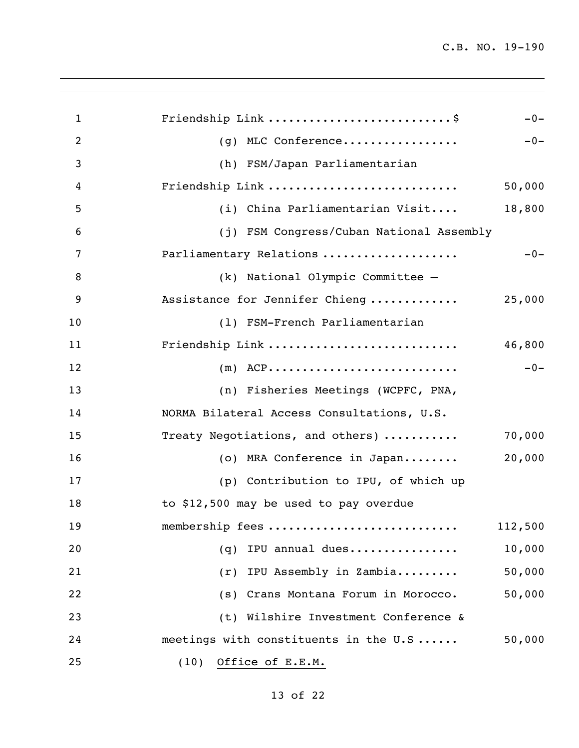Friendship Link ..........................$ -0-

(g) MLC Conference................. -0-

(h) FSM/Japan Parliamentarian Friendship Link ........................... 50,000

(i) China Parliamentarian Visit.... 18,800

(j) FSM Congress/Cuban National Assembly Parliamentary Relations ................... -0-

(k) National Olympic Committee – Assistance for Jennifer Chieng ............ 25,000

(l) FSM-French Parliamentarian Friendship Link ........................... 46,800

(m) ACP........................... -0-

(n) Fisheries Meetings (WCPFC, PNA, NORMA Bilateral Access Consultations, U.S. Treaty Negotiations, and others) .......... 70,000

(o) MRA Conference in Japan........ 20,000

(p) Contribution to IPU, of which up to $12,500 may be used to pay overdue membership fees .......................... 112,500

(q) IPU annual dues................ 10,000

(r) IPU Assembly in Zambia......... 50,000

(s) Crans Montana Forum in Morocco. 50,000

(t) Wilshire Investment Conference & meetings with constituents in the U.S ...... 50,000

(10) Office of E.E.M.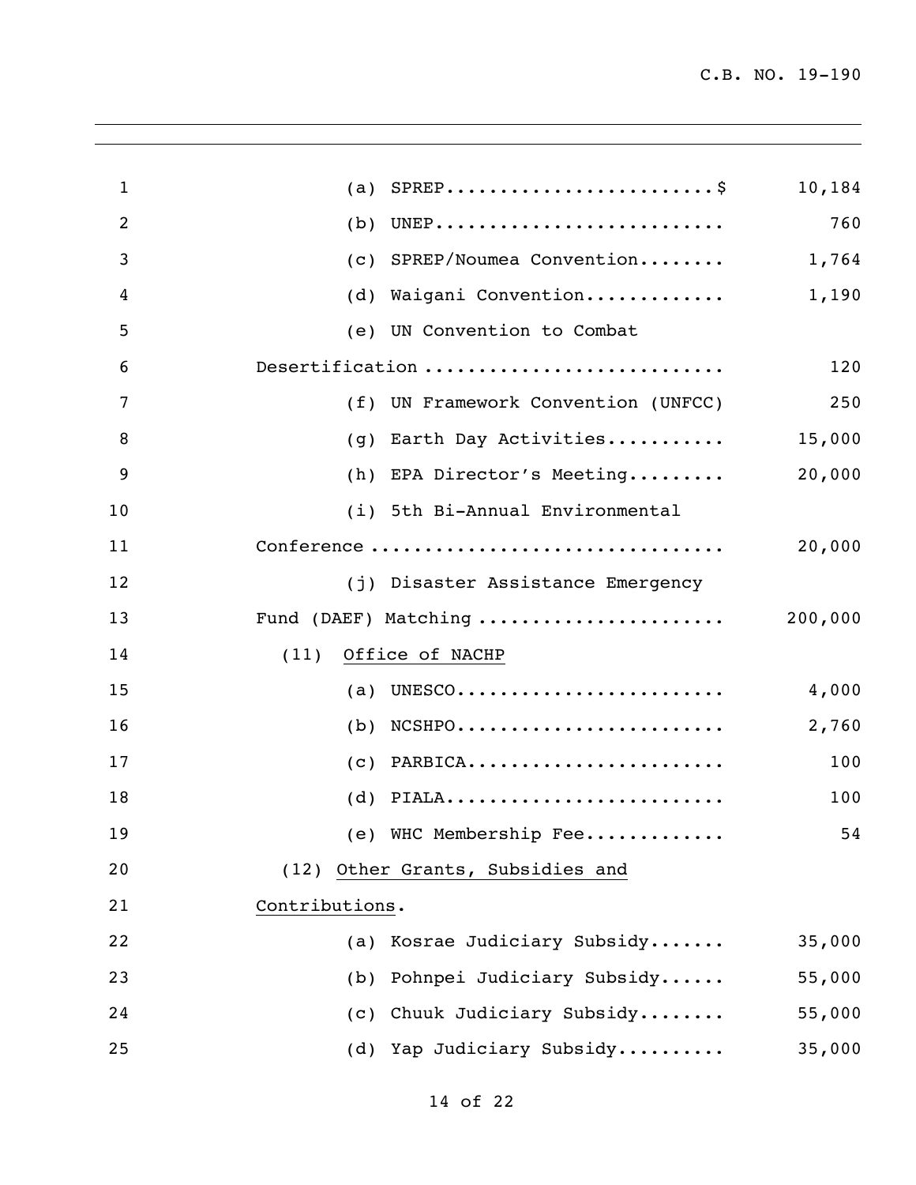(a) SPREP.........................$ 10,184

(b) UNEP.......................... 760

(c) SPREP/Noumea Convention........ 1,764

(d) Waigani Convention............. 1,190

(e) UN Convention to Combat Desertification ........................... 120

(f) UN Framework Convention (UNFCC) 250

(g) Earth Day Activities........... 15,000

(h) EPA Director's Meeting......... 20,000

(i) 5th Bi-Annual Environmental Conference ................................ 20,000

(j) Disaster Assistance Emergency Fund (DAEF) Matching ...................... 200,000

(11) Office of NACHP

(a) UNESCO......................... 4,000

(b) NCSHPO......................... 2,760

(c) PARBICA........................ 100

(d) PIALA.......................... 100

(e) WHC Membership Fee............. 54

(12) Other Grants, Subsidies and Contributions.

(a) Kosrae Judiciary Subsidy....... 35,000

(b) Pohnpei Judiciary Subsidy...... 55,000

(c) Chuuk Judiciary Subsidy........ 55,000

(d) Yap Judiciary Subsidy.......... 35,000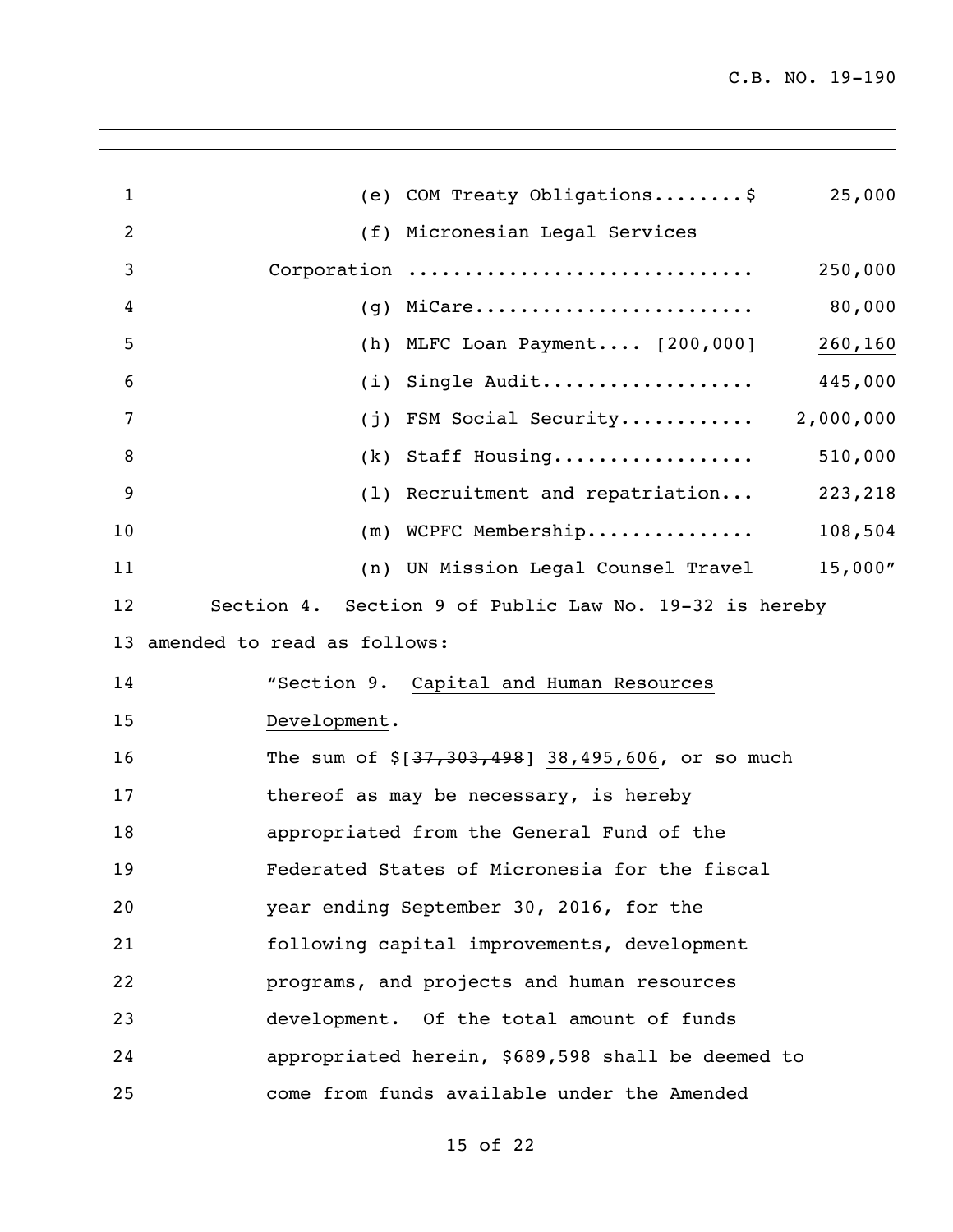(e) COM Treaty Obligations........$ 25,000

(f) Micronesian Legal Services Corporation .............................. 250,000

(g) MiCare......................... 80,000

(h) MLFC Loan Payment.... [200,000] <u>260,160</u>

(i) Single Audit................... 445,000

(j) FSM Social Security............ 2,000,000

(k) Staff Housing.................. 510,000

(l) Recruitment and repatriation... 223,218

(m) WCPFC Membership............... 108,504

(n) UN Mission Legal Counsel Travel 15,000"

Section 4. Section 9 of Public Law No. 19-32 is hereby amended to read as follows:

"Section 9. <u>Capital and Human Resources Development</u>.

The sum of $[~~37,303,498~~] <u>38,495,606</u>, or so much thereof as may be necessary, is hereby appropriated from the General Fund of the Federated States of Micronesia for the fiscal year ending September 30, 2016, for the following capital improvements, development programs, and projects and human resources development. Of the total amount of funds appropriated herein, $689,598 shall be deemed to come from funds available under the Amended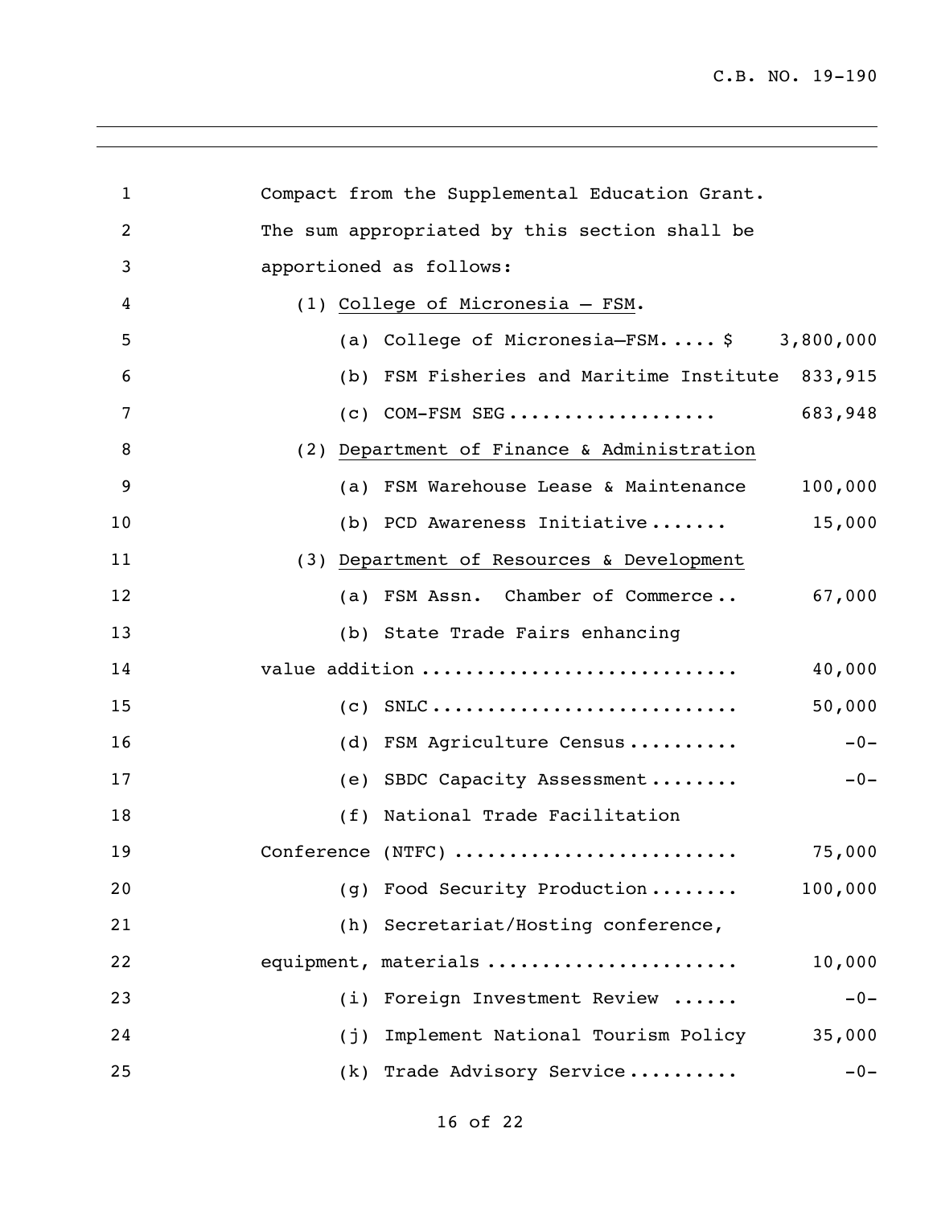Compact from the Supplemental Education Grant. The sum appropriated by this section shall be apportioned as follows:

(1) College of Micronesia – FSM.

(a) College of Micronesia–FSM..... $ 3,800,000

(b) FSM Fisheries and Maritime Institute 833,915

(c) COM-FSM SEG.................. 683,948

(2) Department of Finance & Administration

(a) FSM Warehouse Lease & Maintenance 100,000

(b) PCD Awareness Initiative....... 15,000

(3) Department of Resources & Development

(a) FSM Assn. Chamber of Commerce.. 67,000

(b) State Trade Fairs enhancing value addition ............................ 40,000

(c) SNLC........................... 50,000

(d) FSM Agriculture Census.......... -0-

(e) SBDC Capacity Assessment........ -0-

(f) National Trade Facilitation Conference (NTFC) ......................... 75,000

(g) Food Security Production........ 100,000

(h) Secretariat/Hosting conference, equipment, materials ...................... 10,000

(i) Foreign Investment Review ...... -0-

(j) Implement National Tourism Policy 35,000

(k) Trade Advisory Service.......... -0-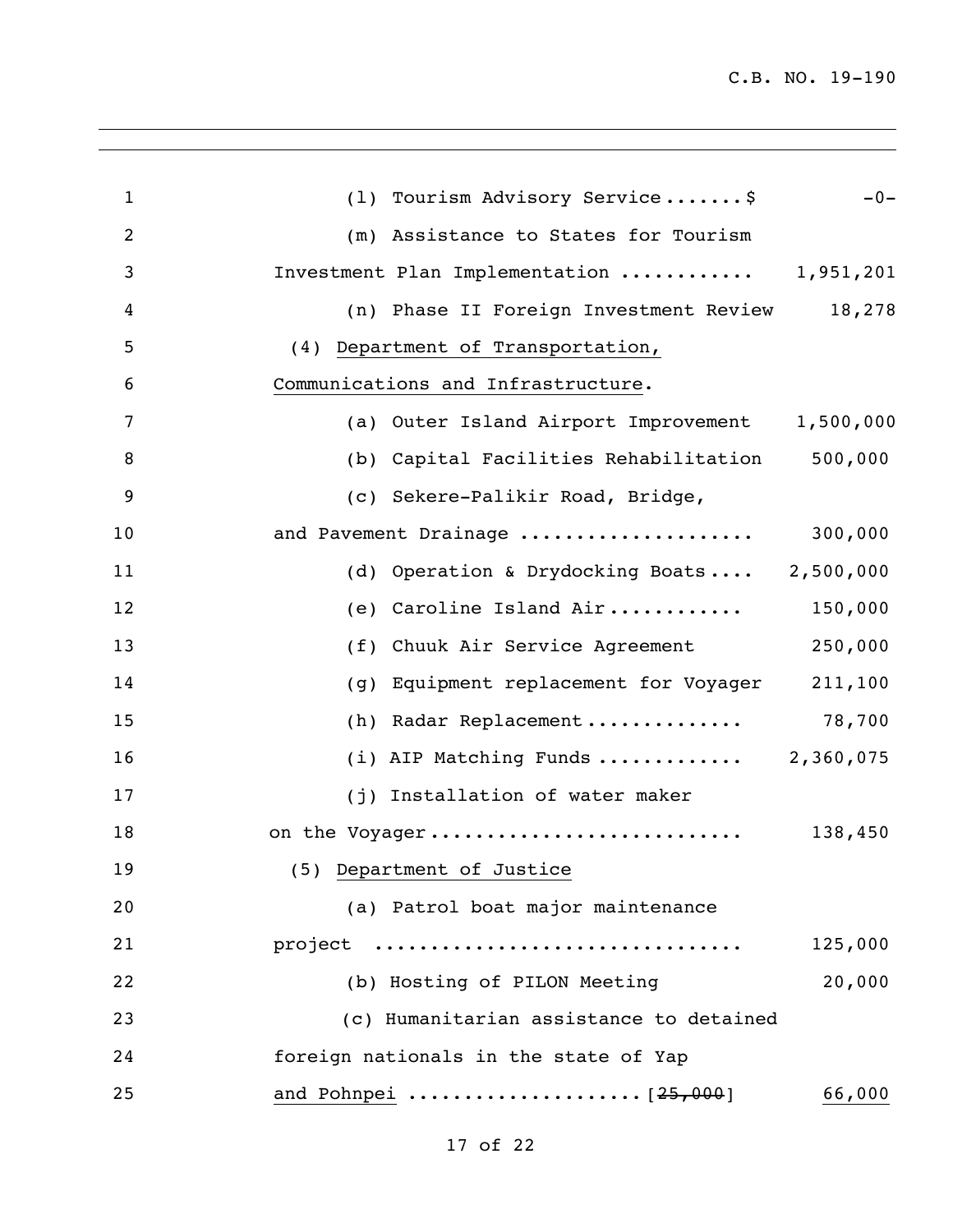(l) Tourism Advisory Service.......$ -0-

(m) Assistance to States for Tourism Investment Plan Implementation ............ 1,951,201

(n) Phase II Foreign Investment Review 18,278

(4) Department of Transportation, Communications and Infrastructure.

(a) Outer Island Airport Improvement 1,500,000

(b) Capital Facilities Rehabilitation 500,000

(c) Sekere-Palikir Road, Bridge, and Pavement Drainage .................... 300,000

(d) Operation & Drydocking Boats.... 2,500,000

(e) Caroline Island Air............ 150,000

(f) Chuuk Air Service Agreement 250,000

(g) Equipment replacement for Voyager 211,100

(h) Radar Replacement.............. 78,700

(i) AIP Matching Funds ............. 2,360,075

(j) Installation of water maker on the Voyager........................... 138,450

(5) Department of Justice

(a) Patrol boat major maintenance project ................................ 125,000

(b) Hosting of PILON Meeting 20,000

(c) Humanitarian assistance to detained foreign nationals in the state of Yap and Pohnpei ....................[~~25,000~~] 66,000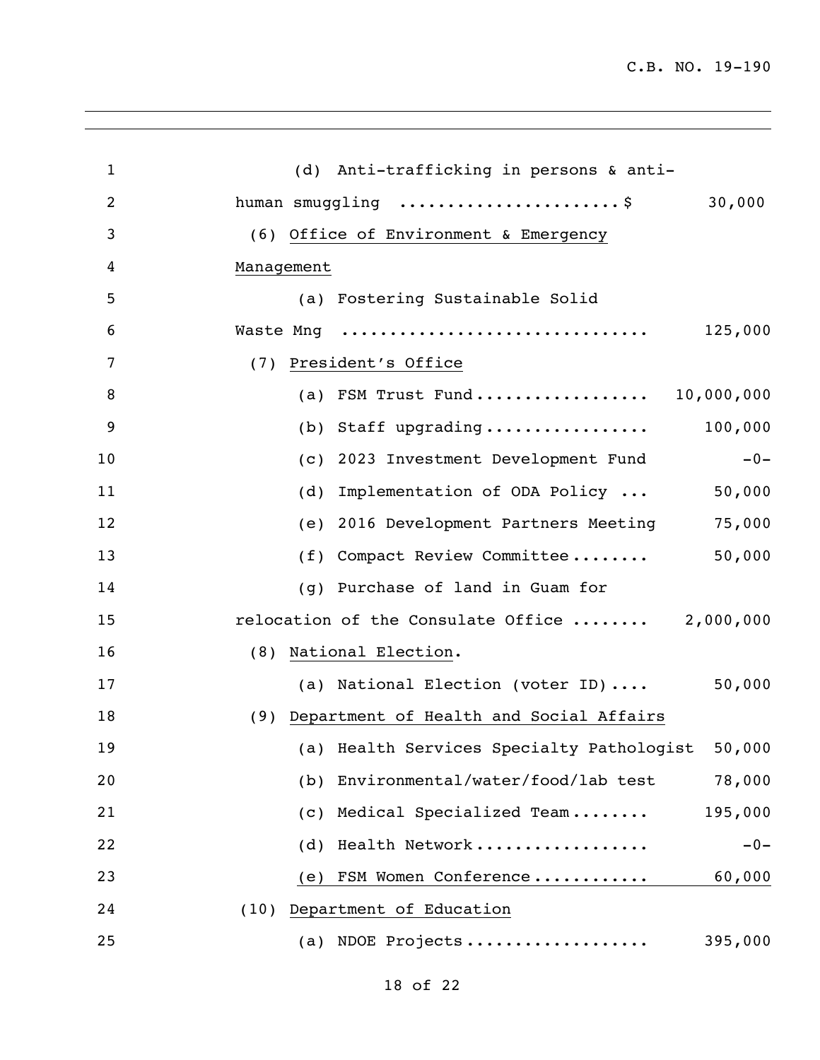(d) Anti-trafficking in persons & anti-human smuggling ......................$ 30,000

(6) <u>Office of Environment & Emergency Management</u>

(a) Fostering Sustainable Solid Waste Mng .............................. 125,000

(7) <u>President's Office</u>

(a) FSM Trust Fund.................. 10,000,000

(b) Staff upgrading................. 100,000

(c) 2023 Investment Development Fund -0-

(d) Implementation of ODA Policy ... 50,000

(e) 2016 Development Partners Meeting 75,000

(f) Compact Review Committee........ 50,000

(g) Purchase of land in Guam for relocation of the Consulate Office ........ 2,000,000

(8) <u>National Election</u>.

(a) National Election (voter ID).... 50,000

(9) <u>Department of Health and Social Affairs</u>

(a) Health Services Specialty Pathologist 50,000

(b) Environmental/water/food/lab test 78,000

(c) Medical Specialized Team........ 195,000

(d) Health Network.................. -0-

(e) FSM Women Conference........... 60,000

(10) <u>Department of Education</u>

(a) NDOE Projects.................. 395,000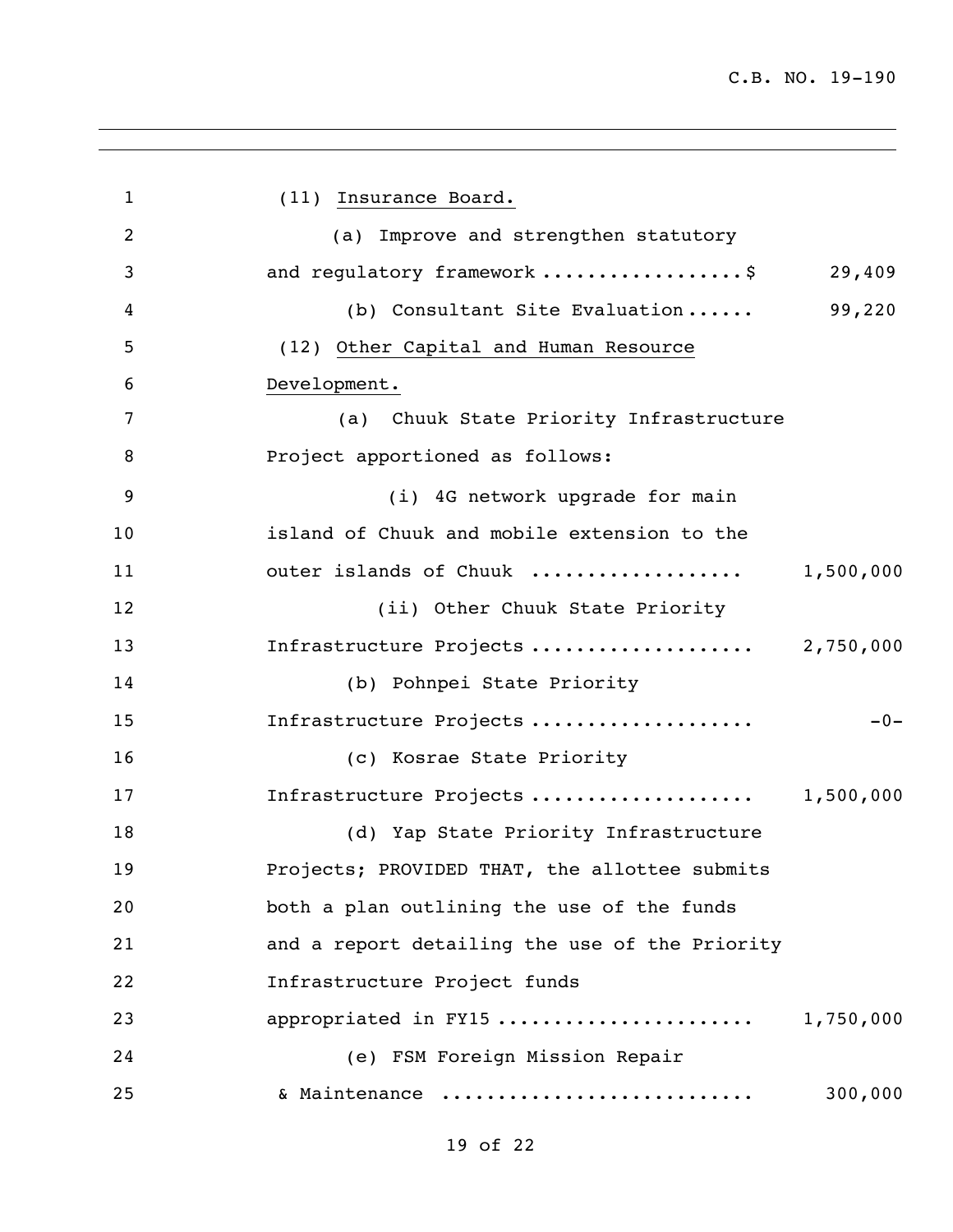(11) <u>Insurance Board.</u>

(a) Improve and strengthen statutory and regulatory framework ..................$ 29,409

(b) Consultant Site Evaluation...... 99,220

(12) <u>Other Capital and Human Resource Development.</u>

(a) Chuuk State Priority Infrastructure Project apportioned as follows:

(i) 4G network upgrade for main island of Chuuk and mobile extension to the outer islands of Chuuk .................. 1,500,000

(ii) Other Chuuk State Priority Infrastructure Projects ................... 2,750,000

(b) Pohnpei State Priority Infrastructure Projects ................... -0-

(c) Kosrae State Priority Infrastructure Projects ................... 1,500,000

(d) Yap State Priority Infrastructure Projects; PROVIDED THAT, the allottee submits both a plan outlining the use of the funds and a report detailing the use of the Priority Infrastructure Project funds appropriated in FY15 ...................... 1,750,000

(e) FSM Foreign Mission Repair & Maintenance .......................... 300,000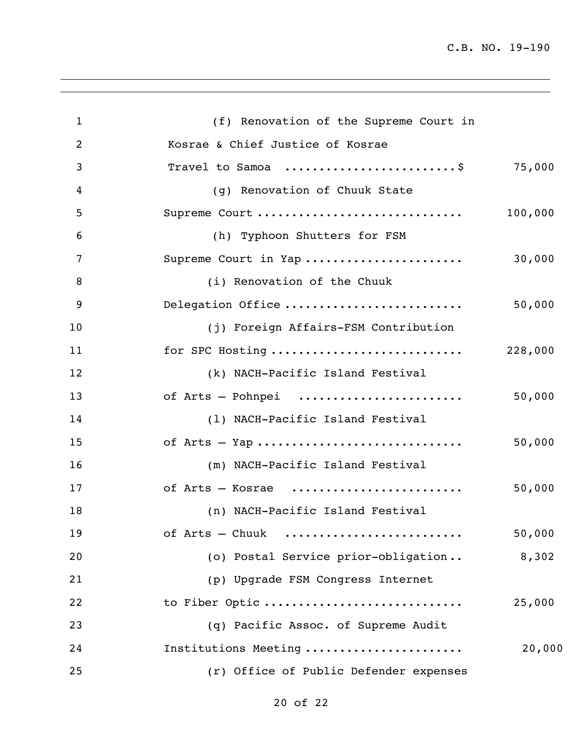(f) Renovation of the Supreme Court in Kosrae & Chief Justice of Kosrae Travel to Samoa ........................$ 75,000

(g) Renovation of Chuuk State Supreme Court ............................ 100,000

(h) Typhoon Shutters for FSM Supreme Court in Yap ...................... 30,000

(i) Renovation of the Chuuk Delegation Office ......................... 50,000

(j) Foreign Affairs-FSM Contribution for SPC Hosting .......................... 228,000

(k) NACH-Pacific Island Festival of Arts – Pohnpei ....................... 50,000

(l) NACH-Pacific Island Festival of Arts – Yap ............................ 50,000

(m) NACH-Pacific Island Festival of Arts – Kosrae ........................ 50,000

(n) NACH-Pacific Island Festival of Arts – Chuuk ......................... 50,000

(o) Postal Service prior-obligation.. 8,302

(p) Upgrade FSM Congress Internet to Fiber Optic ........................... 25,000

(q) Pacific Assoc. of Supreme Audit Institutions Meeting ...................... 20,000

(r) Office of Public Defender expenses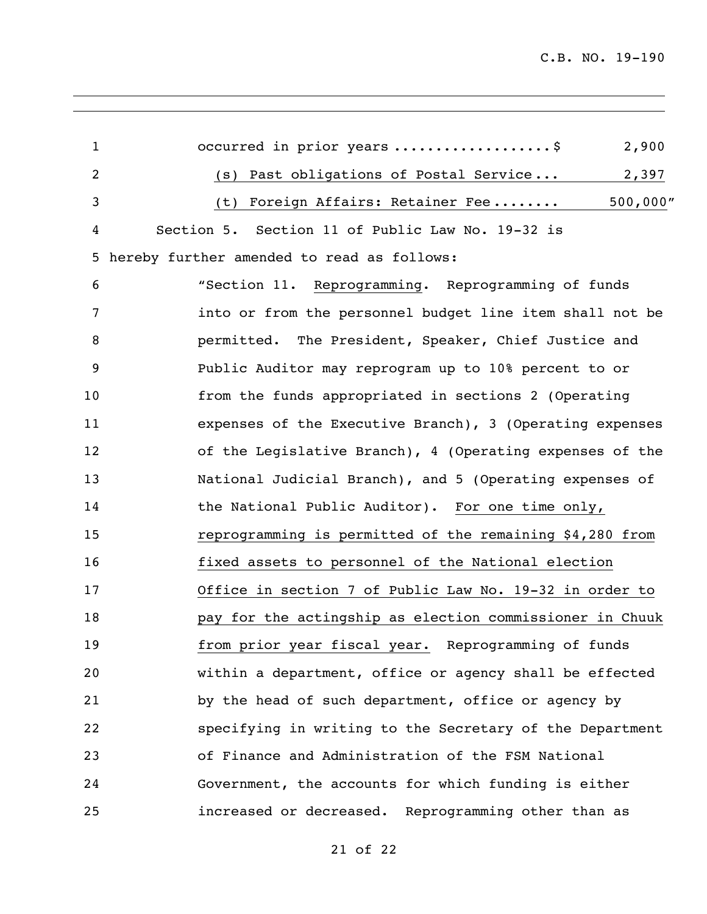occurred in prior years ..................$ 2,900

(s) Past obligations of Postal Service... 2,397

(t) Foreign Affairs: Retainer Fee........ 500,000"

Section 5. Section 11 of Public Law No. 19-32 is hereby further amended to read as follows:

"Section 11. Reprogramming. Reprogramming of funds into or from the personnel budget line item shall not be permitted. The President, Speaker, Chief Justice and Public Auditor may reprogram up to 10% percent to or from the funds appropriated in sections 2 (Operating expenses of the Executive Branch), 3 (Operating expenses of the Legislative Branch), 4 (Operating expenses of the National Judicial Branch), and 5 (Operating expenses of the National Public Auditor). For one time only, reprogramming is permitted of the remaining $4,280 from fixed assets to personnel of the National election Office in section 7 of Public Law No. 19-32 in order to pay for the actingship as election commissioner in Chuuk from prior year fiscal year. Reprogramming of funds within a department, office or agency shall be effected by the head of such department, office or agency by specifying in writing to the Secretary of the Department of Finance and Administration of the FSM National Government, the accounts for which funding is either increased or decreased. Reprogramming other than as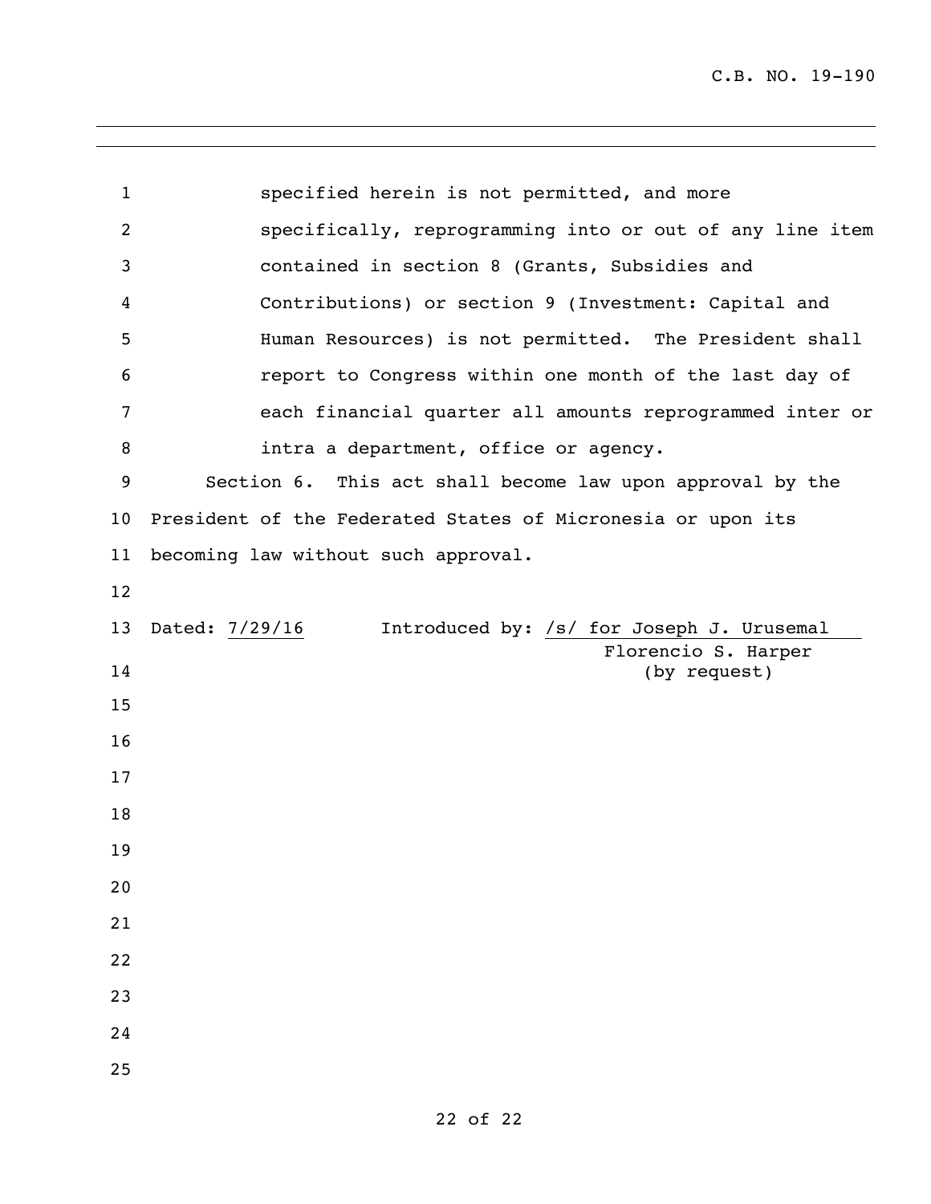specified herein is not permitted, and more specifically, reprogramming into or out of any line item contained in section 8 (Grants, Subsidies and Contributions) or section 9 (Investment: Capital and Human Resources) is not permitted. The President shall report to Congress within one month of the last day of each financial quarter all amounts reprogrammed inter or intra a department, office or agency.

Section 6. This act shall become law upon approval by the President of the Federated States of Micronesia or upon its becoming law without such approval.

Dated: 7/29/16

Introduced by: /s/ for Joseph J. Urusemal
Florencio S. Harper
(by request)